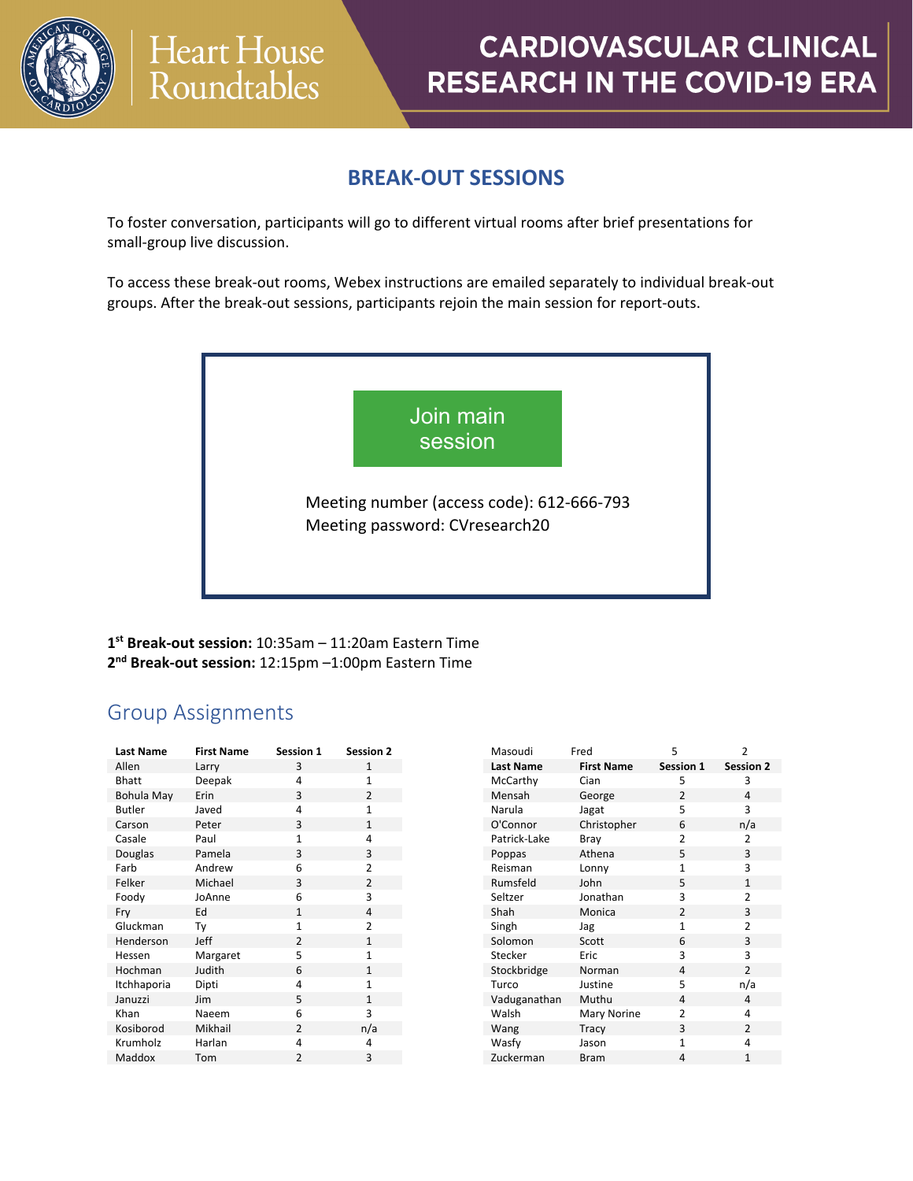# Heart House Roundtables

# CARDIOVASCULAR CLINICAL RESEARCH IN THE COVID-19 ERA

## BREAK-OUT SESSIONS

To foster conversation, participants will go to different virtual rooms after brief presentations for small-group live discussion.

To access these break-out rooms, Webex instructions are emailed separately to individual break-out groups. After the break-out sessions, participants rejoin the main session for report-outs.

**Join main session**

Meeting number (access code): 612-666-793
Meeting password: CVresearch20

**1st Break-out session:** 10:35am – 11:20am Eastern Time
**2nd Break-out session:** 12:15pm –1:00pm Eastern Time

## Group Assignments

| Last Name | First Name | Session 1 | Session 2 |
|---|---|---|---|
| Allen | Larry | 3 | 1 |
| Bhatt | Deepak | 4 | 1 |
| Bohula May | Erin | 3 | 2 |
| Butler | Javed | 4 | 1 |
| Carson | Peter | 3 | 1 |
| Casale | Paul | 1 | 4 |
| Douglas | Pamela | 3 | 3 |
| Farb | Andrew | 6 | 2 |
| Felker | Michael | 3 | 2 |
| Foody | JoAnne | 6 | 3 |
| Fry | Ed | 1 | 4 |
| Gluckman | Ty | 1 | 2 |
| Henderson | Jeff | 2 | 1 |
| Hessen | Margaret | 5 | 1 |
| Hochman | Judith | 6 | 1 |
| Itchhaporia | Dipti | 4 | 1 |
| Januzzi | Jim | 5 | 1 |
| Khan | Naeem | 6 | 3 |
| Kosiborod | Mikhail | 2 | n/a |
| Krumholz | Harlan | 4 | 4 |
| Maddox | Tom | 2 | 3 |
| Masoudi | Fred | 5 | 2 |
| McCarthy | Cian | 5 | 3 |
| Mensah | George | 2 | 4 |
| Narula | Jagat | 5 | 3 |
| O'Connor | Christopher | 6 | n/a |
| Patrick-Lake | Bray | 2 | 2 |
| Poppas | Athena | 5 | 3 |
| Reisman | Lonny | 1 | 3 |
| Rumsfeld | John | 5 | 1 |
| Seltzer | Jonathan | 3 | 2 |
| Shah | Monica | 2 | 3 |
| Singh | Jag | 1 | 2 |
| Solomon | Scott | 6 | 3 |
| Stecker | Eric | 3 | 3 |
| Stockbridge | Norman | 4 | 2 |
| Turco | Justine | 5 | n/a |
| Vaduganathan | Muthu | 4 | 4 |
| Walsh | Mary Norine | 2 | 4 |
| Wang | Tracy | 3 | 2 |
| Wasfy | Jason | 1 | 4 |
| Zuckerman | Bram | 4 | 1 |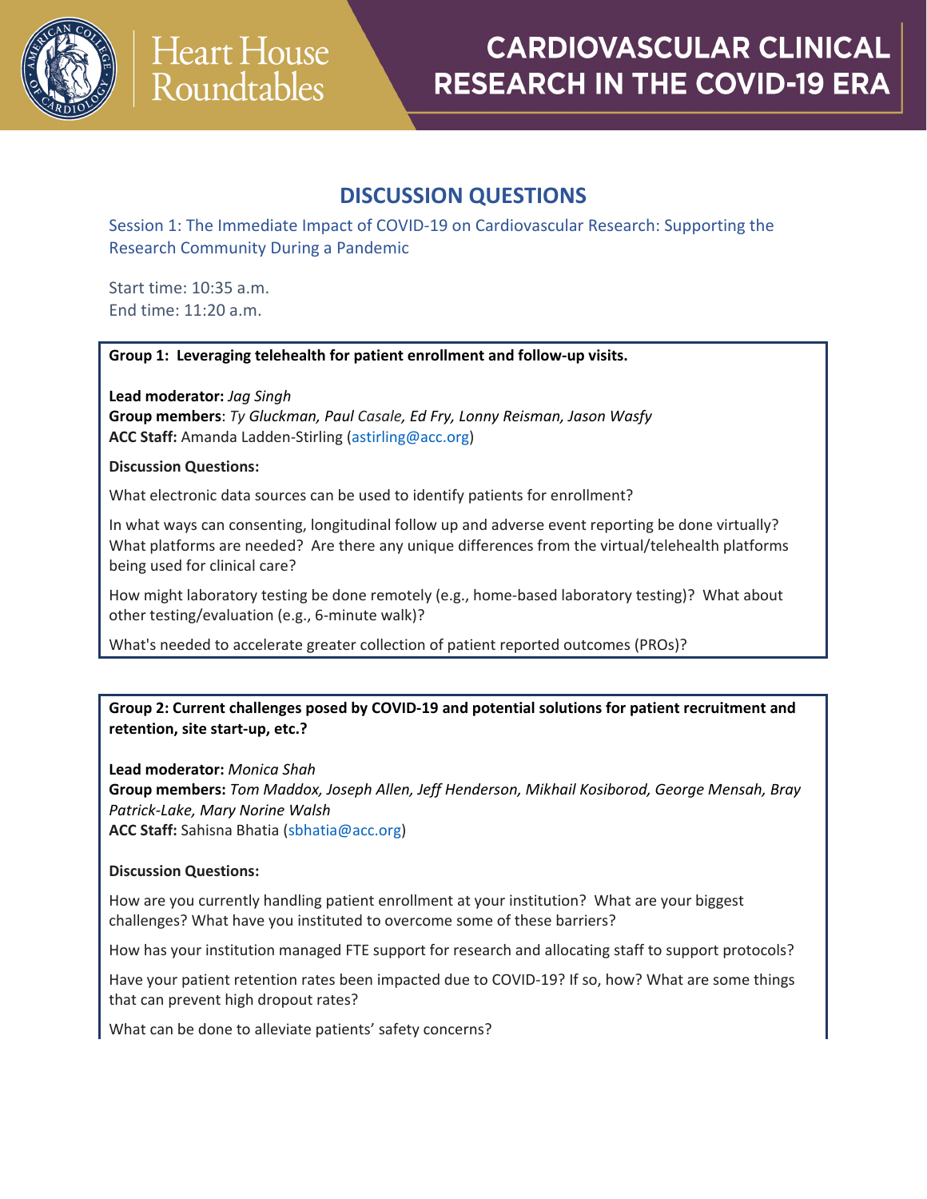# DISCUSSION QUESTIONS

## Session 1: The Immediate Impact of COVID-19 on Cardiovascular Research: Supporting the Research Community During a Pandemic

Start time: 10:35 a.m.
End time: 11:20 a.m.

### Group 1: Leveraging telehealth for patient enrollment and follow-up visits.

**Lead moderator:** *Jag Singh*
**Group members**: *Ty Gluckman, Paul Casale, Ed Fry, Lonny Reisman, Jason Wasfy*
**ACC Staff:** Amanda Ladden-Stirling (astirling@acc.org)

**Discussion Questions:**

What electronic data sources can be used to identify patients for enrollment?

In what ways can consenting, longitudinal follow up and adverse event reporting be done virtually? What platforms are needed? Are there any unique differences from the virtual/telehealth platforms being used for clinical care?

How might laboratory testing be done remotely (e.g., home-based laboratory testing)? What about other testing/evaluation (e.g., 6-minute walk)?

What's needed to accelerate greater collection of patient reported outcomes (PROs)?

### Group 2: Current challenges posed by COVID-19 and potential solutions for patient recruitment and retention, site start-up, etc.?

**Lead moderator:** *Monica Shah*
**Group members:** *Tom Maddox, Joseph Allen, Jeff Henderson, Mikhail Kosiborod, George Mensah, Bray Patrick-Lake, Mary Norine Walsh*
**ACC Staff:** Sahisna Bhatia (sbhatia@acc.org)

**Discussion Questions:**

How are you currently handling patient enrollment at your institution? What are your biggest challenges? What have you instituted to overcome some of these barriers?

How has your institution managed FTE support for research and allocating staff to support protocols?

Have your patient retention rates been impacted due to COVID-19? If so, how? What are some things that can prevent high dropout rates?

What can be done to alleviate patients' safety concerns?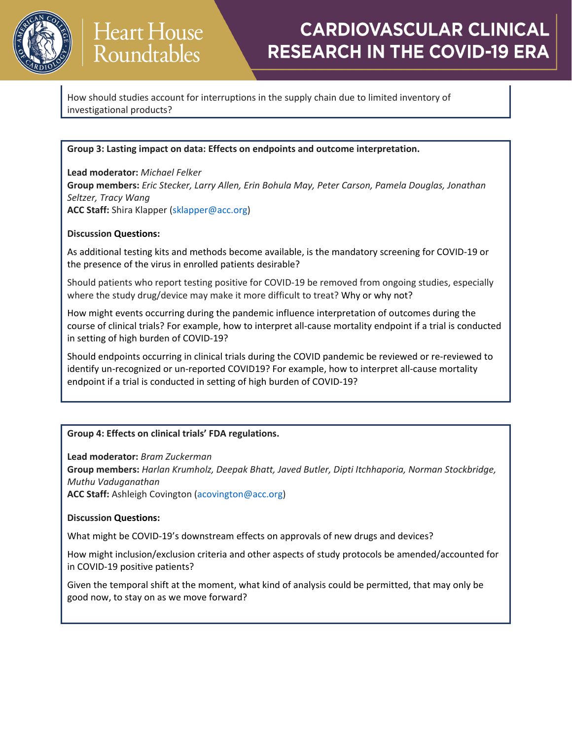How should studies account for interruptions in the supply chain due to limited inventory of investigational products?

**Group 3: Lasting impact on data: Effects on endpoints and outcome interpretation.**

**Lead moderator:** *Michael Felker*
**Group members:** *Eric Stecker, Larry Allen, Erin Bohula May, Peter Carson, Pamela Douglas, Jonathan Seltzer, Tracy Wang*
**ACC Staff:** Shira Klapper (sklapper@acc.org)

**Discussion Questions:**

As additional testing kits and methods become available, is the mandatory screening for COVID-19 or the presence of the virus in enrolled patients desirable?

Should patients who report testing positive for COVID-19 be removed from ongoing studies, especially where the study drug/device may make it more difficult to treat? Why or why not?

How might events occurring during the pandemic influence interpretation of outcomes during the course of clinical trials? For example, how to interpret all-cause mortality endpoint if a trial is conducted in setting of high burden of COVID-19?

Should endpoints occurring in clinical trials during the COVID pandemic be reviewed or re-reviewed to identify un-recognized or un-reported COVID19? For example, how to interpret all-cause mortality endpoint if a trial is conducted in setting of high burden of COVID-19?

**Group 4: Effects on clinical trials' FDA regulations.**

**Lead moderator:** *Bram Zuckerman*
**Group members:** *Harlan Krumholz, Deepak Bhatt, Javed Butler, Dipti Itchhaporia, Norman Stockbridge, Muthu Vaduganathan*
**ACC Staff:** Ashleigh Covington (acovington@acc.org)

**Discussion Questions:**

What might be COVID-19's downstream effects on approvals of new drugs and devices?

How might inclusion/exclusion criteria and other aspects of study protocols be amended/accounted for in COVID-19 positive patients?

Given the temporal shift at the moment, what kind of analysis could be permitted, that may only be good now, to stay on as we move forward?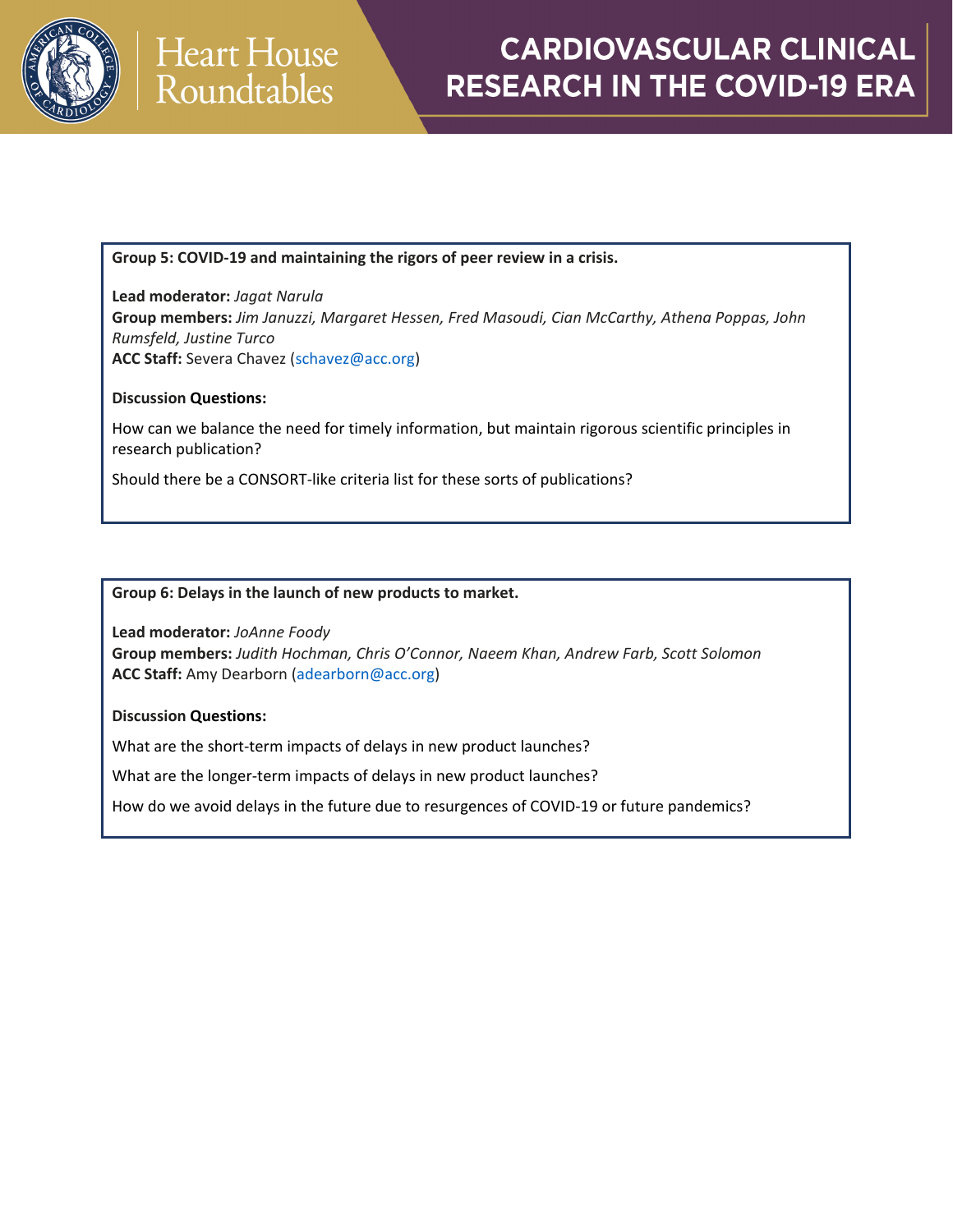**Group 5: COVID-19 and maintaining the rigors of peer review in a crisis.**

**Lead moderator:** *Jagat Narula*
**Group members:** *Jim Januzzi, Margaret Hessen, Fred Masoudi, Cian McCarthy, Athena Poppas, John Rumsfeld, Justine Turco*
**ACC Staff:** Severa Chavez (schavez@acc.org)

**Discussion Questions:**

How can we balance the need for timely information, but maintain rigorous scientific principles in research publication?

Should there be a CONSORT-like criteria list for these sorts of publications?

**Group 6: Delays in the launch of new products to market.**

**Lead moderator:** *JoAnne Foody*
**Group members:** *Judith Hochman, Chris O'Connor, Naeem Khan, Andrew Farb, Scott Solomon*
**ACC Staff:** Amy Dearborn (adearborn@acc.org)

**Discussion Questions:**

What are the short-term impacts of delays in new product launches?

What are the longer-term impacts of delays in new product launches?

How do we avoid delays in the future due to resurgences of COVID-19 or future pandemics?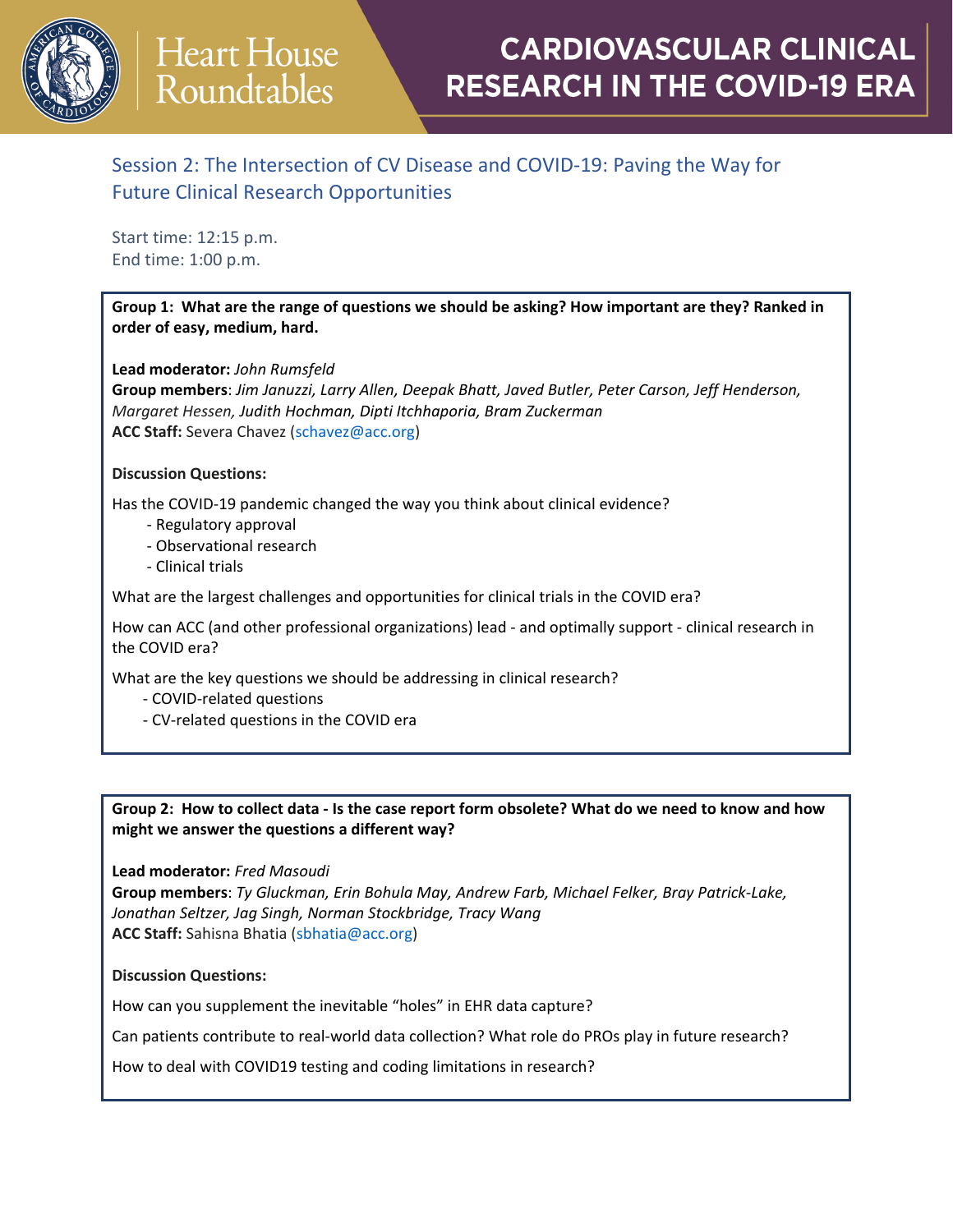# Heart House Roundtables

# CARDIOVASCULAR CLINICAL RESEARCH IN THE COVID-19 ERA

## Session 2: The Intersection of CV Disease and COVID-19: Paving the Way for Future Clinical Research Opportunities

Start time: 12:15 p.m.
End time: 1:00 p.m.

**Group 1: What are the range of questions we should be asking? How important are they? Ranked in order of easy, medium, hard.**

**Lead moderator:** *John Rumsfeld*
**Group members**: *Jim Januzzi, Larry Allen, Deepak Bhatt, Javed Butler, Peter Carson, Jeff Henderson, Margaret Hessen, Judith Hochman, Dipti Itchhaporia, Bram Zuckerman*
**ACC Staff:** Severa Chavez (schavez@acc.org)

**Discussion Questions:**

Has the COVID-19 pandemic changed the way you think about clinical evidence?

- Regulatory approval
- Observational research
- Clinical trials

What are the largest challenges and opportunities for clinical trials in the COVID era?

How can ACC (and other professional organizations) lead - and optimally support - clinical research in the COVID era?

What are the key questions we should be addressing in clinical research?

- COVID-related questions
- CV-related questions in the COVID era

**Group 2: How to collect data - Is the case report form obsolete? What do we need to know and how might we answer the questions a different way?**

**Lead moderator:** *Fred Masoudi*
**Group members**: *Ty Gluckman, Erin Bohula May, Andrew Farb, Michael Felker, Bray Patrick-Lake, Jonathan Seltzer, Jag Singh, Norman Stockbridge, Tracy Wang*
**ACC Staff:** Sahisna Bhatia (sbhatia@acc.org)

**Discussion Questions:**

How can you supplement the inevitable "holes" in EHR data capture?

Can patients contribute to real-world data collection? What role do PROs play in future research?

How to deal with COVID19 testing and coding limitations in research?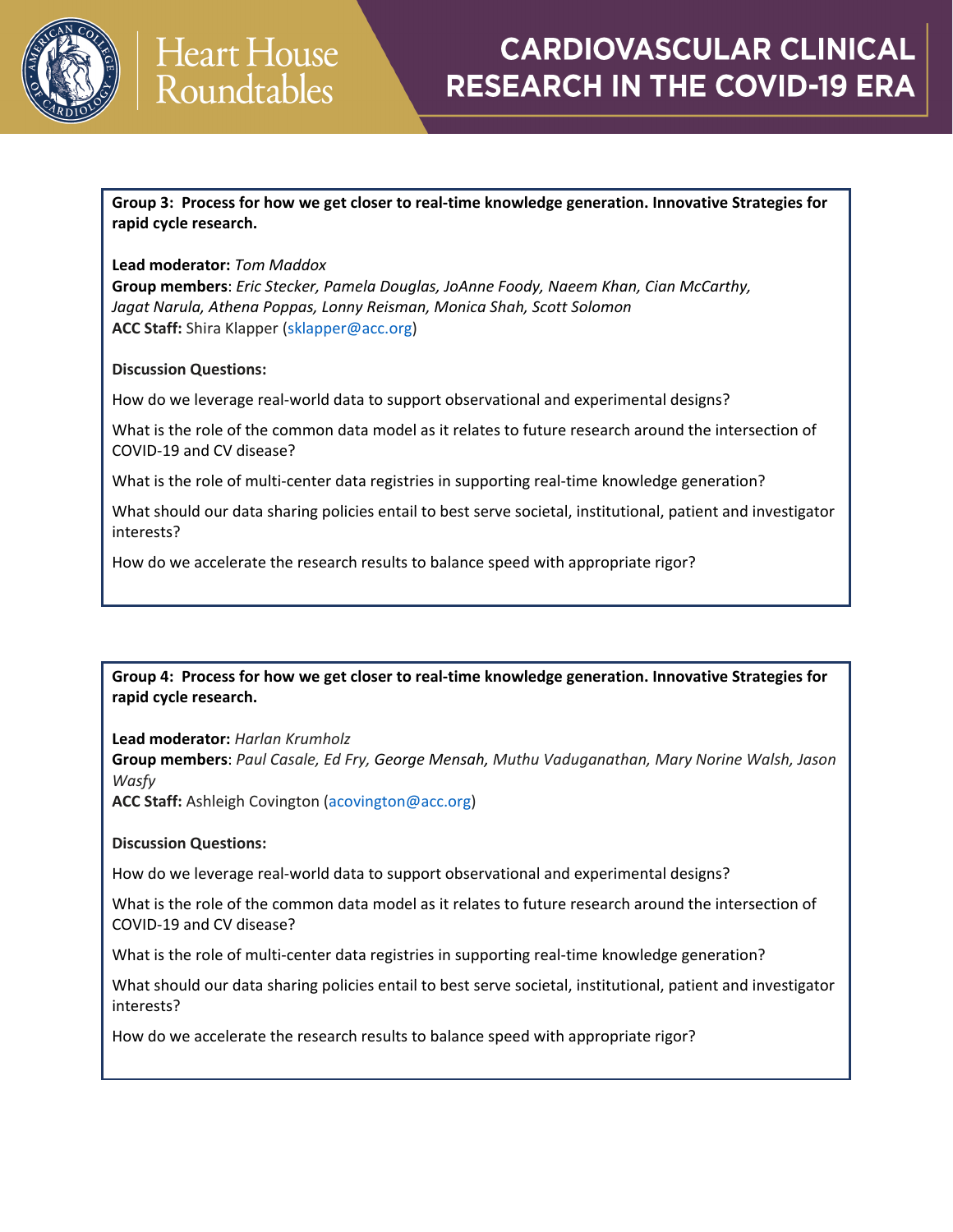**Group 3: Process for how we get closer to real-time knowledge generation. Innovative Strategies for rapid cycle research.**

**Lead moderator:** *Tom Maddox*
**Group members**: *Eric Stecker, Pamela Douglas, JoAnne Foody, Naeem Khan, Cian McCarthy, Jagat Narula, Athena Poppas, Lonny Reisman, Monica Shah, Scott Solomon*
**ACC Staff:** Shira Klapper (sklapper@acc.org)

**Discussion Questions:**

How do we leverage real-world data to support observational and experimental designs?

What is the role of the common data model as it relates to future research around the intersection of COVID-19 and CV disease?

What is the role of multi-center data registries in supporting real-time knowledge generation?

What should our data sharing policies entail to best serve societal, institutional, patient and investigator interests?

How do we accelerate the research results to balance speed with appropriate rigor?

**Group 4: Process for how we get closer to real-time knowledge generation. Innovative Strategies for rapid cycle research.**

**Lead moderator:** *Harlan Krumholz*
**Group members**: *Paul Casale, Ed Fry, George Mensah, Muthu Vaduganathan, Mary Norine Walsh, Jason Wasfy*
**ACC Staff:** Ashleigh Covington (acovington@acc.org)

**Discussion Questions:**

How do we leverage real-world data to support observational and experimental designs?

What is the role of the common data model as it relates to future research around the intersection of COVID-19 and CV disease?

What is the role of multi-center data registries in supporting real-time knowledge generation?

What should our data sharing policies entail to best serve societal, institutional, patient and investigator interests?

How do we accelerate the research results to balance speed with appropriate rigor?